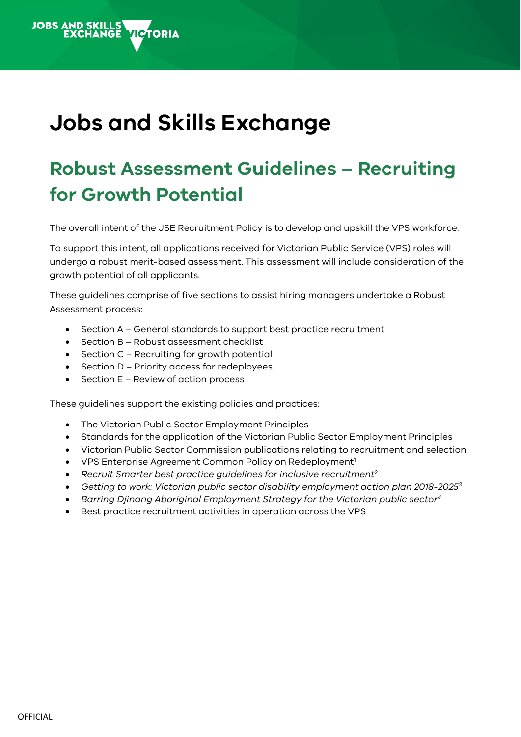# Jobs and Skills Exchange

## Robust Assessment Guidelines – Recruiting for Growth Potential

The overall intent of the JSE Recruitment Policy is to develop and upskill the VPS workforce.

To support this intent, all applications received for Victorian Public Service (VPS) roles will undergo a robust merit-based assessment. This assessment will include consideration of the growth potential of all applicants.

These guidelines comprise of five sections to assist hiring managers undertake a Robust Assessment process:

- Section A – General standards to support best practice recruitment
- Section B – Robust assessment checklist
- Section C – Recruiting for growth potential
- Section D – Priority access for redeployees
- Section E – Review of action process

These guidelines support the existing policies and practices:

- The Victorian Public Sector Employment Principles
- Standards for the application of the Victorian Public Sector Employment Principles
- Victorian Public Sector Commission publications relating to recruitment and selection
- VPS Enterprise Agreement Common Policy on Redeployment[1]
- *Recruit Smarter best practice guidelines for inclusive recruitment*[2]
- *Getting to work: Victorian public sector disability employment action plan 2018-2025*[3]
- *Barring Djinang Aboriginal Employment Strategy for the Victorian public sector*[4]
- Best practice recruitment activities in operation across the VPS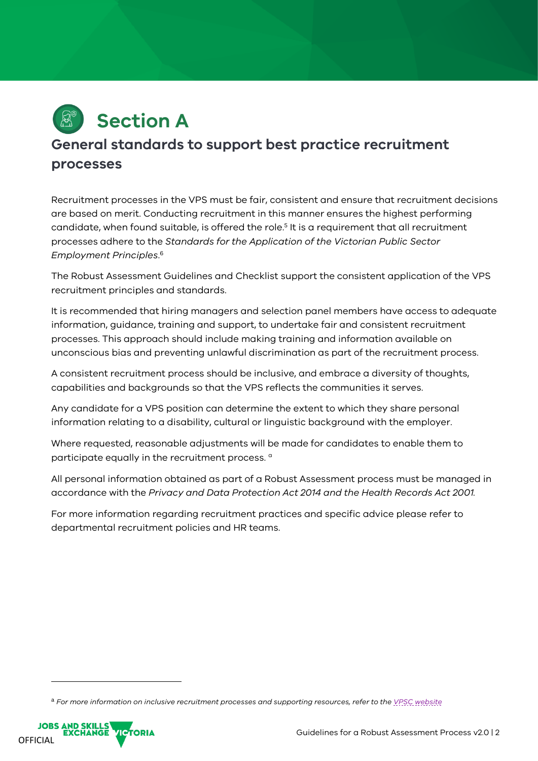# Section A

## General standards to support best practice recruitment processes

Recruitment processes in the VPS must be fair, consistent and ensure that recruitment decisions are based on merit. Conducting recruitment in this manner ensures the highest performing candidate, when found suitable, is offered the role.[5] It is a requirement that all recruitment processes adhere to the *Standards for the Application of the Victorian Public Sector Employment Principles*.[6]

The Robust Assessment Guidelines and Checklist support the consistent application of the VPS recruitment principles and standards.

It is recommended that hiring managers and selection panel members have access to adequate information, guidance, training and support, to undertake fair and consistent recruitment processes. This approach should include making training and information available on unconscious bias and preventing unlawful discrimination as part of the recruitment process.

A consistent recruitment process should be inclusive, and embrace a diversity of thoughts, capabilities and backgrounds so that the VPS reflects the communities it serves.

Any candidate for a VPS position can determine the extent to which they share personal information relating to a disability, cultural or linguistic background with the employer.

Where requested, reasonable adjustments will be made for candidates to enable them to participate equally in the recruitment process. [a]

All personal information obtained as part of a Robust Assessment process must be managed in accordance with the *Privacy and Data Protection Act 2014 and the Health Records Act 2001.*

For more information regarding recruitment practices and specific advice please refer to departmental recruitment policies and HR teams.

---

[a] *For more information on inclusive recruitment processes and supporting resources, refer to the VPSC website*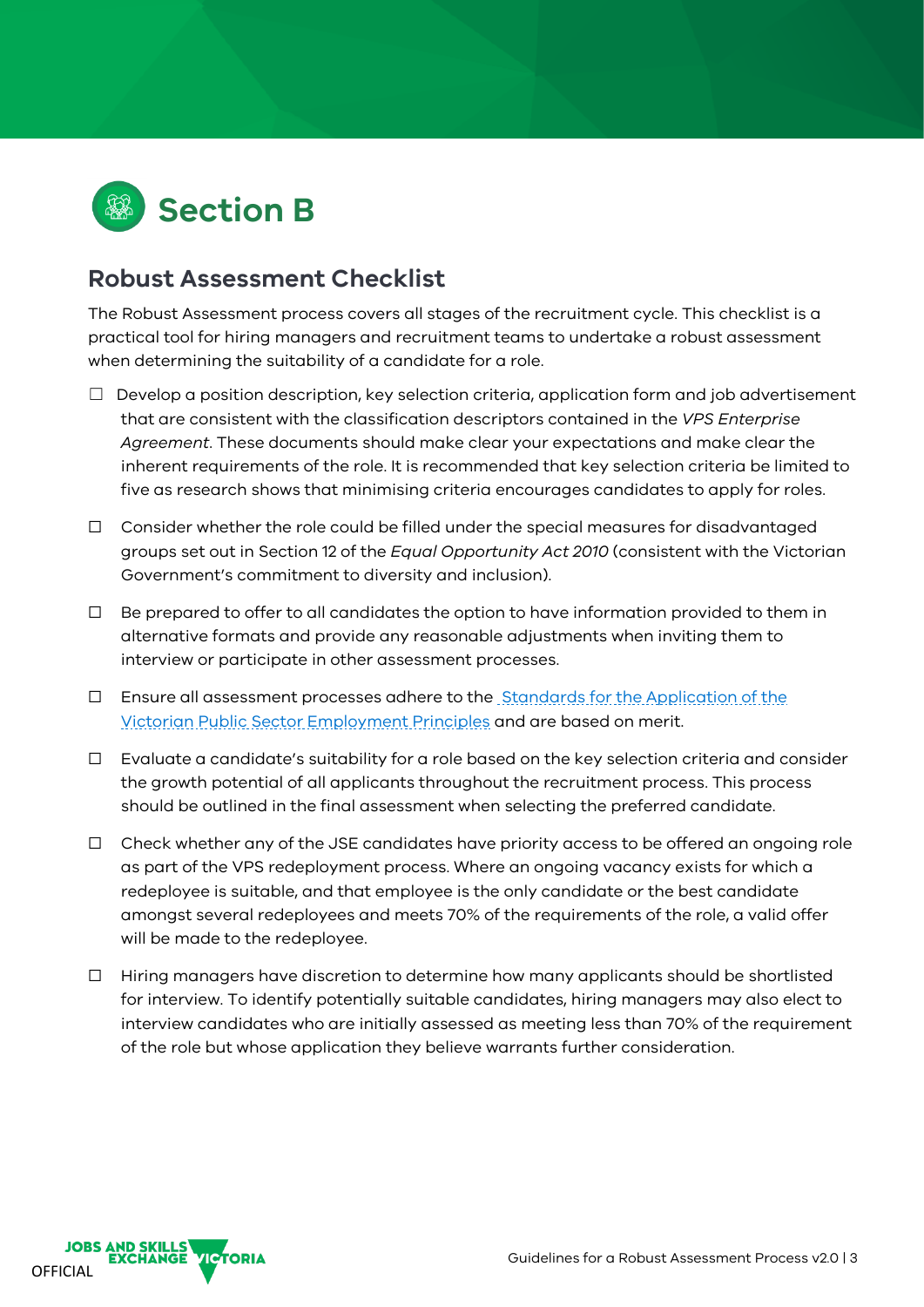# Section B

## Robust Assessment Checklist

The Robust Assessment process covers all stages of the recruitment cycle. This checklist is a practical tool for hiring managers and recruitment teams to undertake a robust assessment when determining the suitability of a candidate for a role.

- ☐ Develop a position description, key selection criteria, application form and job advertisement that are consistent with the classification descriptors contained in the *VPS Enterprise Agreement*. These documents should make clear your expectations and make clear the inherent requirements of the role. It is recommended that key selection criteria be limited to five as research shows that minimising criteria encourages candidates to apply for roles.
- ☐ Consider whether the role could be filled under the special measures for disadvantaged groups set out in Section 12 of the *Equal Opportunity Act 2010* (consistent with the Victorian Government's commitment to diversity and inclusion).
- ☐ Be prepared to offer to all candidates the option to have information provided to them in alternative formats and provide any reasonable adjustments when inviting them to interview or participate in other assessment processes.
- ☐ Ensure all assessment processes adhere to the Standards for the Application of the Victorian Public Sector Employment Principles and are based on merit.
- ☐ Evaluate a candidate's suitability for a role based on the key selection criteria and consider the growth potential of all applicants throughout the recruitment process. This process should be outlined in the final assessment when selecting the preferred candidate.
- ☐ Check whether any of the JSE candidates have priority access to be offered an ongoing role as part of the VPS redeployment process. Where an ongoing vacancy exists for which a redeployee is suitable, and that employee is the only candidate or the best candidate amongst several redeployees and meets 70% of the requirements of the role, a valid offer will be made to the redeployee.
- ☐ Hiring managers have discretion to determine how many applicants should be shortlisted for interview. To identify potentially suitable candidates, hiring managers may also elect to interview candidates who are initially assessed as meeting less than 70% of the requirement of the role but whose application they believe warrants further consideration.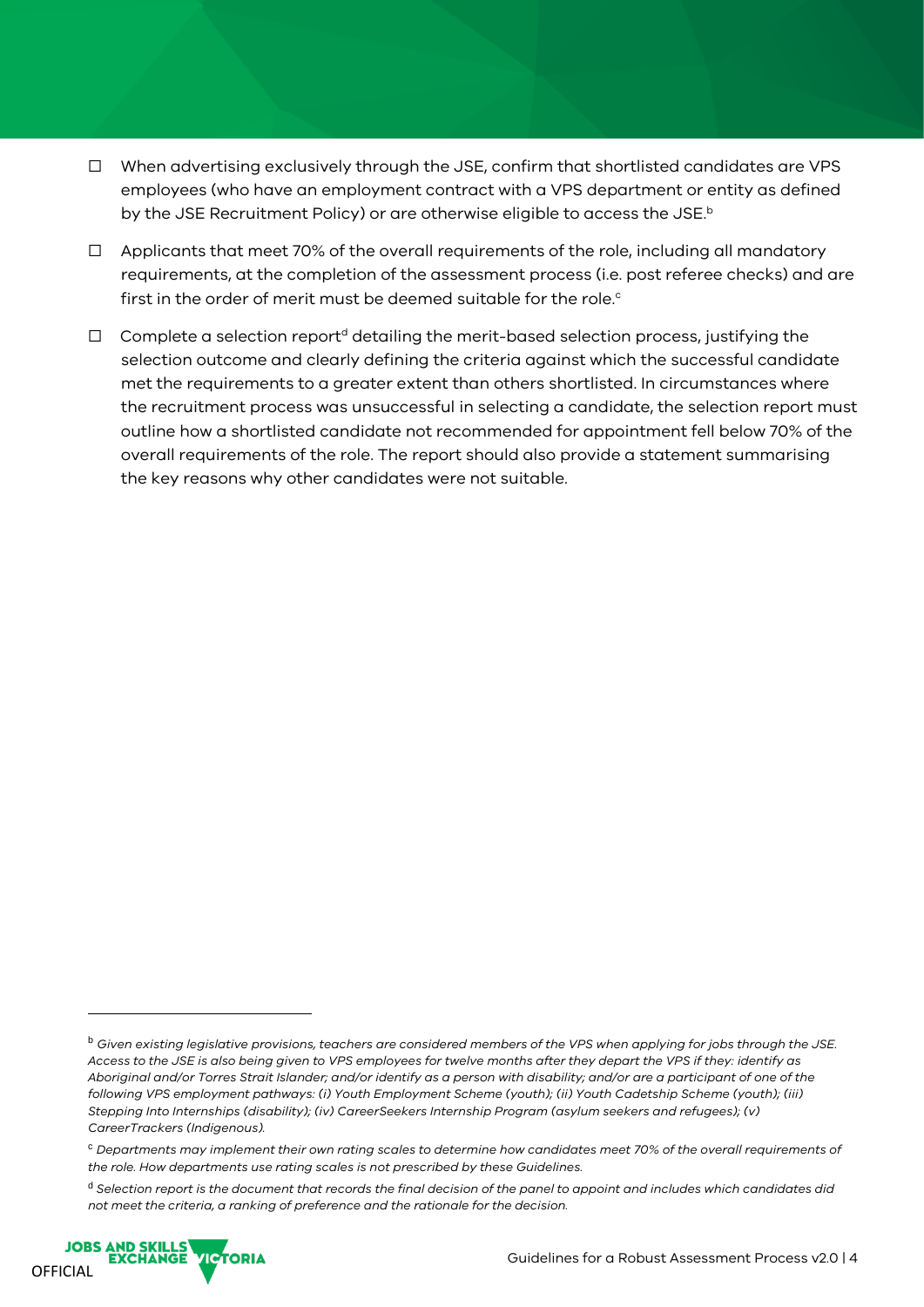- ☐ When advertising exclusively through the JSE, confirm that shortlisted candidates are VPS employees (who have an employment contract with a VPS department or entity as defined by the JSE Recruitment Policy) or are otherwise eligible to access the JSE.[b]
- ☐ Applicants that meet 70% of the overall requirements of the role, including all mandatory requirements, at the completion of the assessment process (i.e. post referee checks) and are first in the order of merit must be deemed suitable for the role.[c]
- ☐ Complete a selection report[d] detailing the merit-based selection process, justifying the selection outcome and clearly defining the criteria against which the successful candidate met the requirements to a greater extent than others shortlisted. In circumstances where the recruitment process was unsuccessful in selecting a candidate, the selection report must outline how a shortlisted candidate not recommended for appointment fell below 70% of the overall requirements of the role. The report should also provide a statement summarising the key reasons why other candidates were not suitable.

---

[b] *Given existing legislative provisions, teachers are considered members of the VPS when applying for jobs through the JSE. Access to the JSE is also being given to VPS employees for twelve months after they depart the VPS if they: identify as Aboriginal and/or Torres Strait Islander; and/or identify as a person with disability; and/or are a participant of one of the following VPS employment pathways: (i) Youth Employment Scheme (youth); (ii) Youth Cadetship Scheme (youth); (iii) Stepping Into Internships (disability); (iv) CareerSeekers Internship Program (asylum seekers and refugees); (v) CareerTrackers (Indigenous).*

[c] *Departments may implement their own rating scales to determine how candidates meet 70% of the overall requirements of the role. How departments use rating scales is not prescribed by these Guidelines.*

[d] *Selection report is the document that records the final decision of the panel to appoint and includes which candidates did not meet the criteria, a ranking of preference and the rationale for the decision.*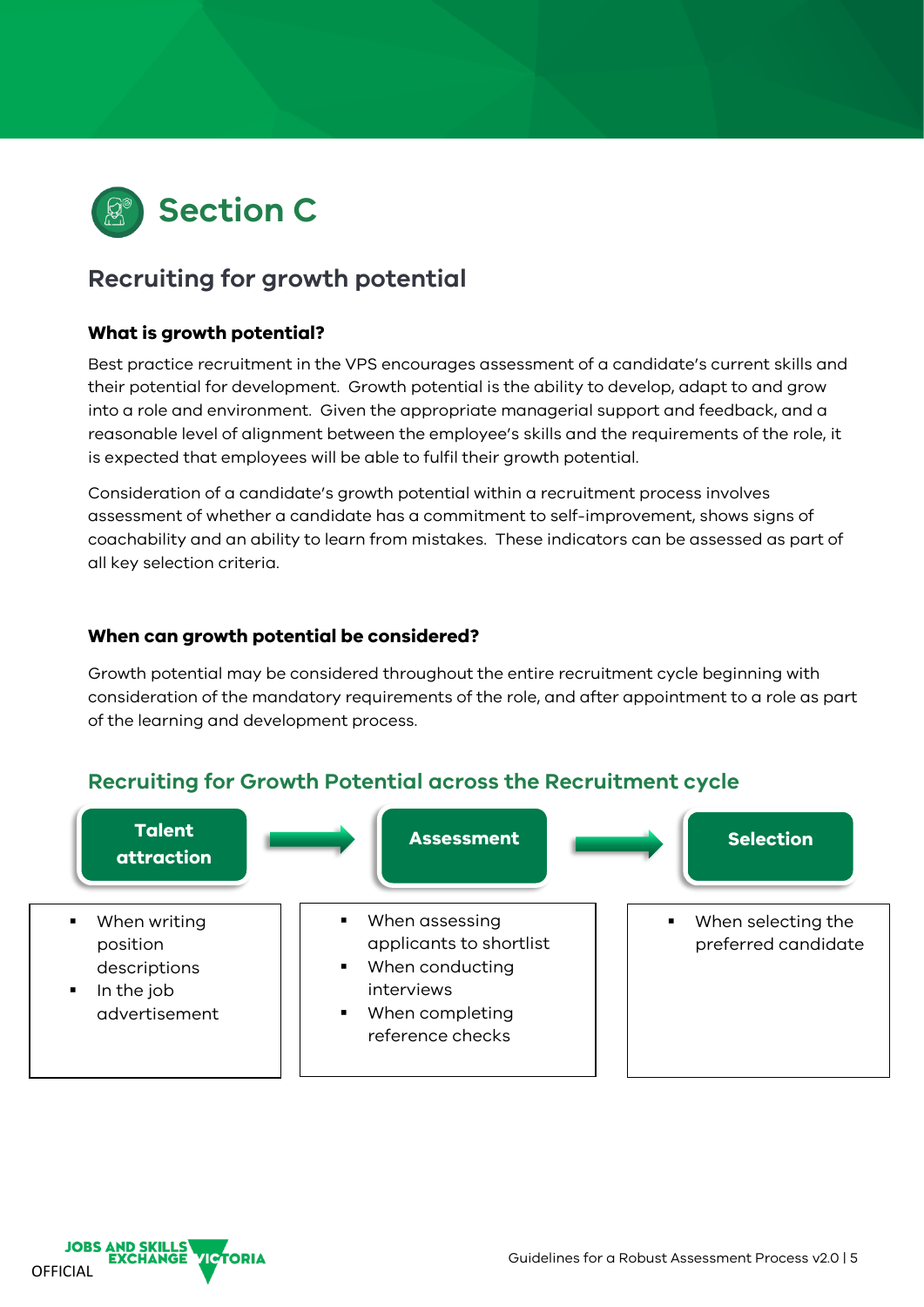# Section C

## Recruiting for growth potential

### What is growth potential?

Best practice recruitment in the VPS encourages assessment of a candidate's current skills and their potential for development. Growth potential is the ability to develop, adapt to and grow into a role and environment. Given the appropriate managerial support and feedback, and a reasonable level of alignment between the employee's skills and the requirements of the role, it is expected that employees will be able to fulfil their growth potential.

Consideration of a candidate's growth potential within a recruitment process involves assessment of whether a candidate has a commitment to self-improvement, shows signs of coachability and an ability to learn from mistakes. These indicators can be assessed as part of all key selection criteria.

### When can growth potential be considered?

Growth potential may be considered throughout the entire recruitment cycle beginning with consideration of the mandatory requirements of the role, and after appointment to a role as part of the learning and development process.

### Recruiting for Growth Potential across the Recruitment cycle

| Talent attraction | Assessment | Selection |
| --- | --- | --- |
| ▪ When writing position descriptions<br>▪ In the job advertisement | ▪ When assessing applicants to shortlist<br>▪ When conducting interviews<br>▪ When completing reference checks | ▪ When selecting the preferred candidate |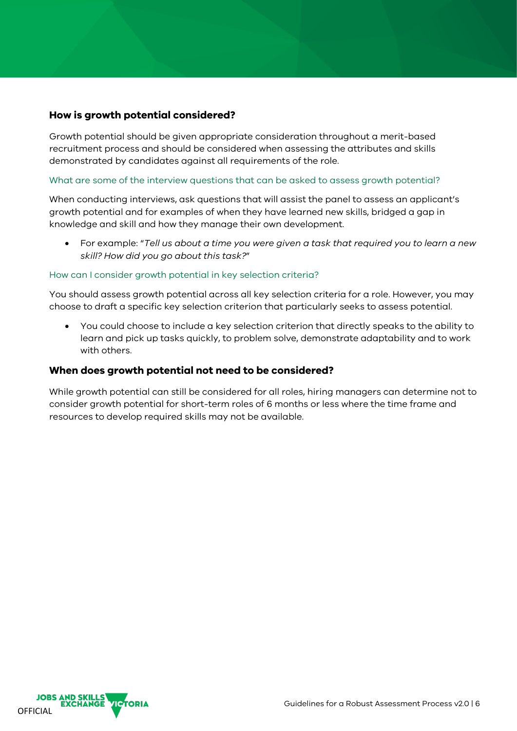## How is growth potential considered?

Growth potential should be given appropriate consideration throughout a merit-based recruitment process and should be considered when assessing the attributes and skills demonstrated by candidates against all requirements of the role.

### What are some of the interview questions that can be asked to assess growth potential?

When conducting interviews, ask questions that will assist the panel to assess an applicant's growth potential and for examples of when they have learned new skills, bridged a gap in knowledge and skill and how they manage their own development.

- For example: "*Tell us about a time you were given a task that required you to learn a new skill? How did you go about this task?*"

### How can I consider growth potential in key selection criteria?

You should assess growth potential across all key selection criteria for a role. However, you may choose to draft a specific key selection criterion that particularly seeks to assess potential.

- You could choose to include a key selection criterion that directly speaks to the ability to learn and pick up tasks quickly, to problem solve, demonstrate adaptability and to work with others.

## When does growth potential not need to be considered?

While growth potential can still be considered for all roles, hiring managers can determine not to consider growth potential for short-term roles of 6 months or less where the time frame and resources to develop required skills may not be available.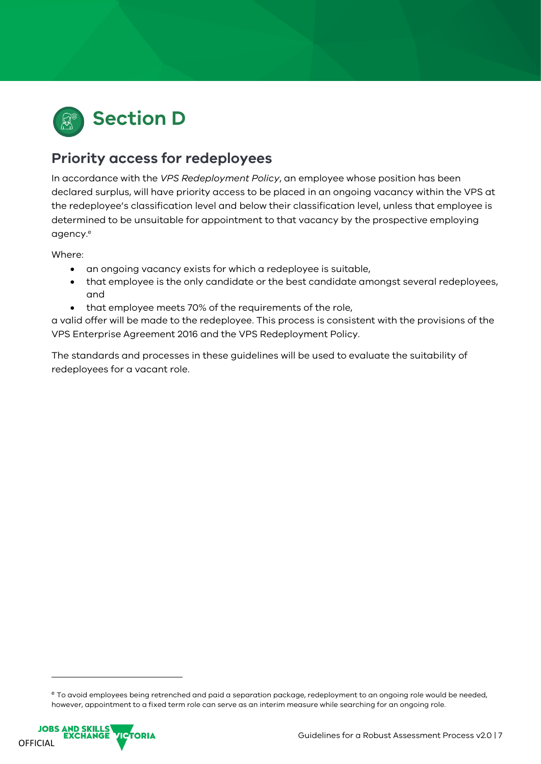# Section D

## Priority access for redeployees

In accordance with the *VPS Redeployment Policy*, an employee whose position has been declared surplus, will have priority access to be placed in an ongoing vacancy within the VPS at the redeployee's classification level and below their classification level, unless that employee is determined to be unsuitable for appointment to that vacancy by the prospective employing agency.[e]

Where:

- an ongoing vacancy exists for which a redeployee is suitable,
- that employee is the only candidate or the best candidate amongst several redeployees, and
- that employee meets 70% of the requirements of the role,

a valid offer will be made to the redeployee. This process is consistent with the provisions of the VPS Enterprise Agreement 2016 and the VPS Redeployment Policy.

The standards and processes in these guidelines will be used to evaluate the suitability of redeployees for a vacant role.

[e] To avoid employees being retrenched and paid a separation package, redeployment to an ongoing role would be needed, however, appointment to a fixed term role can serve as an interim measure while searching for an ongoing role.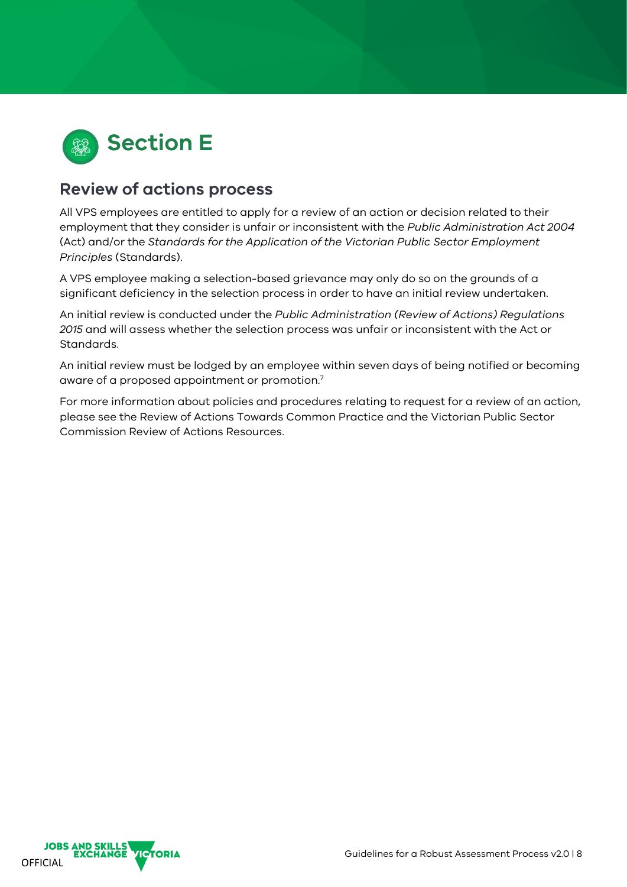# Section E

## Review of actions process

All VPS employees are entitled to apply for a review of an action or decision related to their employment that they consider is unfair or inconsistent with the *Public Administration Act 2004* (Act) and/or the *Standards for the Application of the Victorian Public Sector Employment Principles* (Standards).

A VPS employee making a selection-based grievance may only do so on the grounds of a significant deficiency in the selection process in order to have an initial review undertaken.

An initial review is conducted under the *Public Administration (Review of Actions) Regulations 2015* and will assess whether the selection process was unfair or inconsistent with the Act or Standards.

An initial review must be lodged by an employee within seven days of being notified or becoming aware of a proposed appointment or promotion.[7]

For more information about policies and procedures relating to request for a review of an action, please see the Review of Actions Towards Common Practice and the Victorian Public Sector Commission Review of Actions Resources.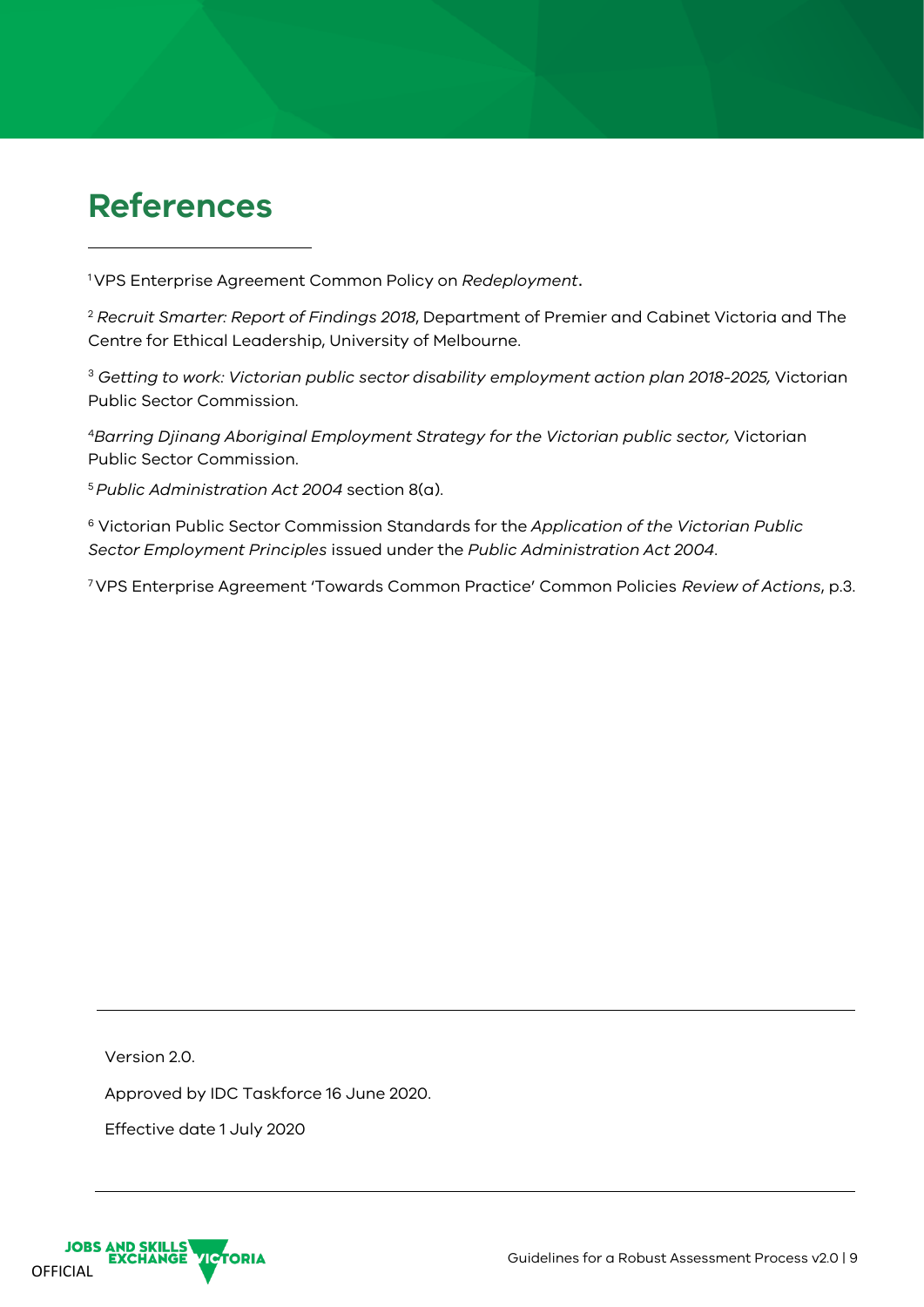# References

[1] VPS Enterprise Agreement Common Policy on *Redeployment*.

[2] *Recruit Smarter: Report of Findings 2018*, Department of Premier and Cabinet Victoria and The Centre for Ethical Leadership, University of Melbourne.

[3] *Getting to work: Victorian public sector disability employment action plan 2018-2025,* Victorian Public Sector Commission.

[4] *Barring Djinang Aboriginal Employment Strategy for the Victorian public sector,* Victorian Public Sector Commission.

[5] *Public Administration Act 2004* section 8(a).

[6] Victorian Public Sector Commission Standards for the *Application of the Victorian Public Sector Employment Principles* issued under the *Public Administration Act 2004*.

[7] VPS Enterprise Agreement 'Towards Common Practice' Common Policies *Review of Actions*, p.3.

---

Version 2.0.

Approved by IDC Taskforce 16 June 2020.

Effective date 1 July 2020

---